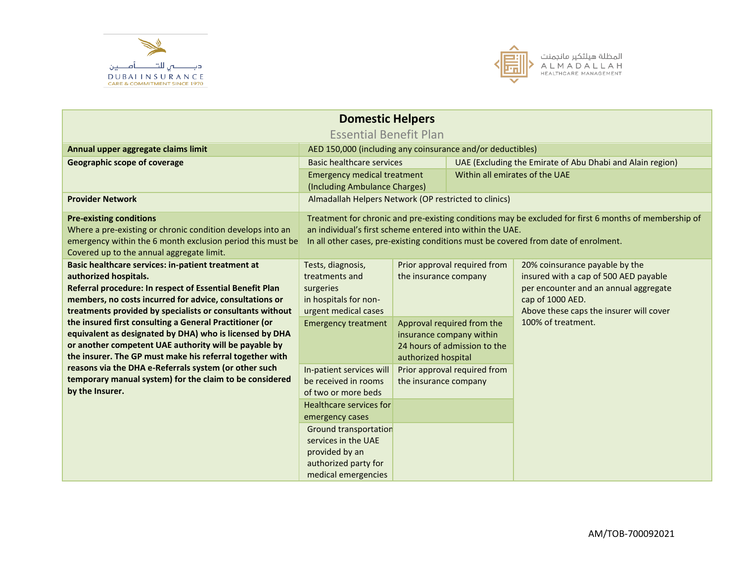# Domestic Helpers

## Essential Benefit Plan

| | | | |
|---|---|---|---|
| **Annual upper aggregate claims limit** | AED 150,000 (including any coinsurance and/or deductibles) | | |
| **Geographic scope of coverage** | Basic healthcare services | UAE (Excluding the Emirate of Abu Dhabi and Alain region) | |
| | Emergency medical treatment (Including Ambulance Charges) | Within all emirates of the UAE | |
| **Provider Network** | Almadallah Helpers Network (OP restricted to clinics) | | |
| **Pre-existing conditions**<br>Where a pre-existing or chronic condition develops into an emergency within the 6 month exclusion period this must be Covered up to the annual aggregate limit. | Treatment for chronic and pre-existing conditions may be excluded for first 6 months of membership of an individual's first scheme entered into within the UAE.<br>In all other cases, pre-existing conditions must be covered from date of enrolment. | | |
| **Basic healthcare services: in-patient treatment at authorized hospitals.**<br>**Referral procedure: In respect of Essential Benefit Plan members, no costs incurred for advice, consultations or treatments provided by specialists or consultants without the insured first consulting a General Practitioner (or equivalent as designated by DHA) who is licensed by DHA or another competent UAE authority will be payable by the insurer. The GP must make his referral together with reasons via the DHA e-Referrals system (or other such temporary manual system) for the claim to be considered by the Insurer.** | Tests, diagnosis, treatments and surgeries in hospitals for non-urgent medical cases | Prior approval required from the insurance company | 20% coinsurance payable by the insured with a cap of 500 AED payable per encounter and an annual aggregate cap of 1000 AED.<br>Above these caps the insurer will cover 100% of treatment. |
| | Emergency treatment | Approval required from the insurance company within 24 hours of admission to the authorized hospital | |
| | In-patient services will be received in rooms of two or more beds | Prior approval required from the insurance company | |
| | Healthcare services for emergency cases | | |
| | Ground transportation services in the UAE provided by an authorized party for medical emergencies | | |

AM/TOB-700092021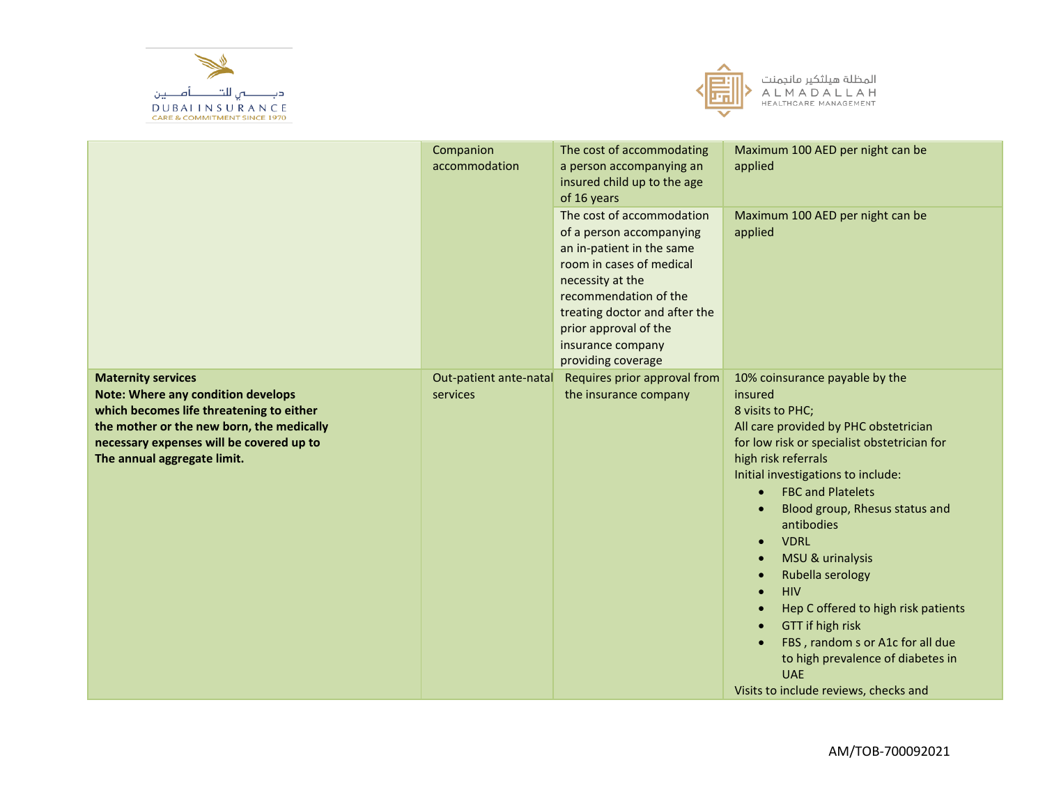| | | | |
|---|---|---|---|
| | Companion accommodation | The cost of accommodating a person accompanying an insured child up to the age of 16 years | Maximum 100 AED per night can be applied |
| | | The cost of accommodation of a person accompanying an in-patient in the same room in cases of medical necessity at the recommendation of the treating doctor and after the prior approval of the insurance company providing coverage | Maximum 100 AED per night can be applied |
| **Maternity services**<br>**Note: Where any condition develops which becomes life threatening to either the mother or the new born, the medically necessary expenses will be covered up to The annual aggregate limit.** | Out-patient ante-natal services | Requires prior approval from the insurance company | 10% coinsurance payable by the insured<br>8 visits to PHC;<br>All care provided by PHC obstetrician for low risk or specialist obstetrician for high risk referrals<br>Initial investigations to include:<br>• FBC and Platelets<br>• Blood group, Rhesus status and antibodies<br>• VDRL<br>• MSU & urinalysis<br>• Rubella serology<br>• HIV<br>• Hep C offered to high risk patients<br>• GTT if high risk<br>• FBS , random s or A1c for all due to high prevalence of diabetes in UAE<br>Visits to include reviews, checks and |

AM/TOB-700092021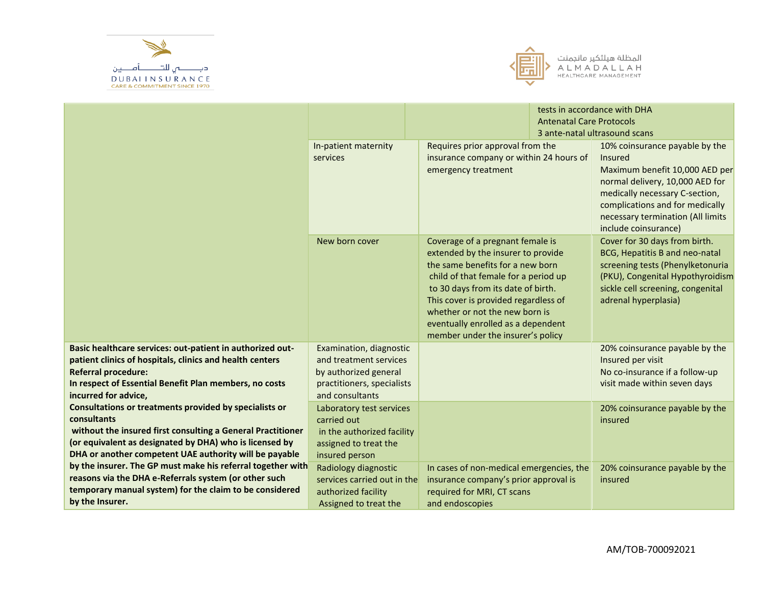| | | | |
|---|---|---|---|
| | | | tests in accordance with DHA Antenatal Care Protocols<br>3 ante-natal ultrasound scans |
| | In-patient maternity services | Requires prior approval from the insurance company or within 24 hours of emergency treatment | 10% coinsurance payable by the Insured<br>Maximum benefit 10,000 AED per normal delivery, 10,000 AED for medically necessary C-section, complications and for medically necessary termination (All limits include coinsurance) |
| | New born cover | Coverage of a pregnant female is extended by the insurer to provide the same benefits for a new born child of that female for a period up to 30 days from its date of birth. This cover is provided regardless of whether or not the new born is eventually enrolled as a dependent member under the insurer's policy | Cover for 30 days from birth.<br>BCG, Hepatitis B and neo-natal screening tests (Phenylketonuria (PKU), Congenital Hypothyroidism sickle cell screening, congenital adrenal hyperplasia) |
| **Basic healthcare services: out-patient in authorized out-patient clinics of hospitals, clinics and health centers**<br>**Referral procedure:**<br>**In respect of Essential Benefit Plan members, no costs incurred for advice,**<br>**Consultations or treatments provided by specialists or consultants without the insured first consulting a General Practitioner (or equivalent as designated by DHA) who is licensed by DHA or another competent UAE authority will be payable by the insurer. The GP must make his referral together with reasons via the DHA e-Referrals system (or other such temporary manual system) for the claim to be considered by the Insurer.** | Examination, diagnostic and treatment services by authorized general practitioners, specialists and consultants | | 20% coinsurance payable by the Insured per visit<br>No co-insurance if a follow-up visit made within seven days |
| | Laboratory test services carried out in the authorized facility assigned to treat the insured person | | 20% coinsurance payable by the insured |
| | Radiology diagnostic services carried out in the authorized facility Assigned to treat the | In cases of non-medical emergencies, the insurance company's prior approval is required for MRI, CT scans and endoscopies | 20% coinsurance payable by the insured |

AM/TOB-700092021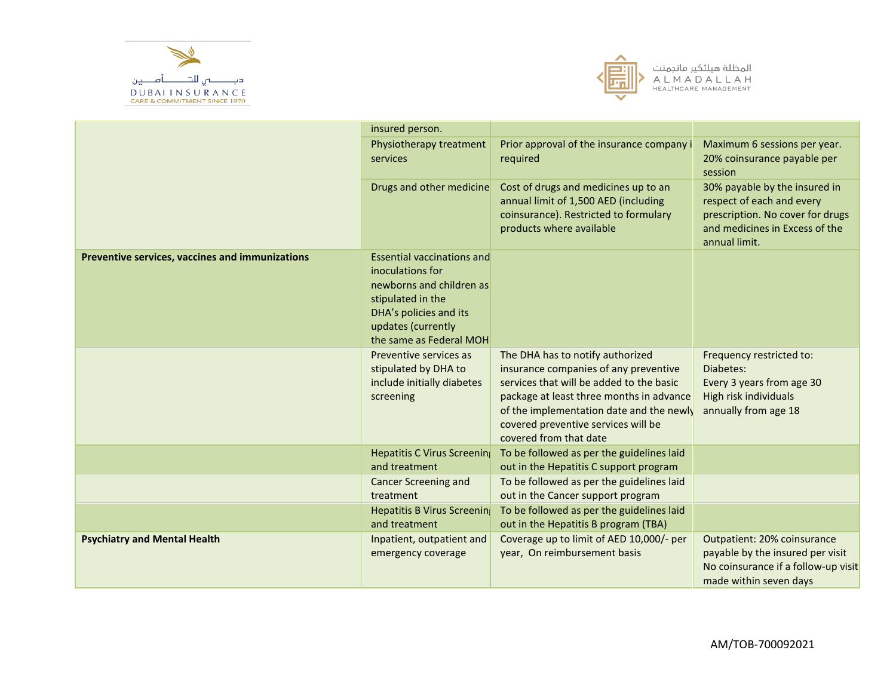| | | | |
|---|---|---|---|
| | insured person. | | |
| | Physiotherapy treatment services | Prior approval of the insurance company i required | Maximum 6 sessions per year. 20% coinsurance payable per session |
| | Drugs and other medicine | Cost of drugs and medicines up to an annual limit of 1,500 AED (including coinsurance). Restricted to formulary products where available | 30% payable by the insured in respect of each and every prescription. No cover for drugs and medicines in Excess of the annual limit. |
| **Preventive services, vaccines and immunizations** | Essential vaccinations and inoculations for newborns and children as stipulated in the DHA's policies and its updates (currently the same as Federal MOH | | |
| | Preventive services as stipulated by DHA to include initially diabetes screening | The DHA has to notify authorized insurance companies of any preventive services that will be added to the basic package at least three months in advance of the implementation date and the newly covered preventive services will be covered from that date | Frequency restricted to: Diabetes: Every 3 years from age 30 High risk individuals annually from age 18 |
| | Hepatitis C Virus Screening and treatment | To be followed as per the guidelines laid out in the Hepatitis C support program | |
| | Cancer Screening and treatment | To be followed as per the guidelines laid out in the Cancer support program | |
| | Hepatitis B Virus Screening and treatment | To be followed as per the guidelines laid out in the Hepatitis B program (TBA) | |
| **Psychiatry and Mental Health** | Inpatient, outpatient and emergency coverage | Coverage up to limit of AED 10,000/- per year, On reimbursement basis | Outpatient: 20% coinsurance payable by the insured per visit No coinsurance if a follow-up visit made within seven days |

AM/TOB-700092021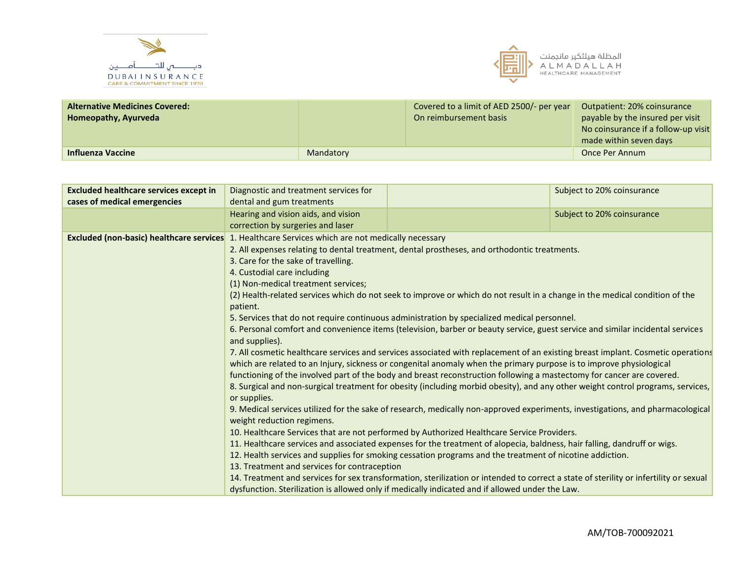| | | | |
|---|---|---|---|
| **Alternative Medicines Covered:**<br>**Homeopathy, Ayurveda** | | Covered to a limit of AED 2500/- per year<br>On reimbursement basis | Outpatient: 20% coinsurance payable by the insured per visit<br>No coinsurance if a follow-up visit made within seven days |
| **Influenza Vaccine** | Mandatory | | Once Per Annum |

| | | | |
|---|---|---|---|
| **Excluded healthcare services except in cases of medical emergencies** | Diagnostic and treatment services for dental and gum treatments | | Subject to 20% coinsurance |
| | Hearing and vision aids, and vision correction by surgeries and laser | | Subject to 20% coinsurance |
| **Excluded (non-basic) healthcare services** | 1. Healthcare Services which are not medically necessary<br>2. All expenses relating to dental treatment, dental prostheses, and orthodontic treatments.<br>3. Care for the sake of travelling.<br>4. Custodial care including<br>(1) Non-medical treatment services;<br>(2) Health-related services which do not seek to improve or which do not result in a change in the medical condition of the patient.<br>5. Services that do not require continuous administration by specialized medical personnel.<br>6. Personal comfort and convenience items (television, barber or beauty service, guest service and similar incidental services and supplies).<br>7. All cosmetic healthcare services and services associated with replacement of an existing breast implant. Cosmetic operations which are related to an Injury, sickness or congenital anomaly when the primary purpose is to improve physiological functioning of the involved part of the body and breast reconstruction following a mastectomy for cancer are covered.<br>8. Surgical and non-surgical treatment for obesity (including morbid obesity), and any other weight control programs, services, or supplies.<br>9. Medical services utilized for the sake of research, medically non-approved experiments, investigations, and pharmacological weight reduction regimens.<br>10. Healthcare Services that are not performed by Authorized Healthcare Service Providers.<br>11. Healthcare services and associated expenses for the treatment of alopecia, baldness, hair falling, dandruff or wigs.<br>12. Health services and supplies for smoking cessation programs and the treatment of nicotine addiction.<br>13. Treatment and services for contraception<br>14. Treatment and services for sex transformation, sterilization or intended to correct a state of sterility or infertility or sexual dysfunction. Sterilization is allowed only if medically indicated and if allowed under the Law. | | |

AM/TOB-700092021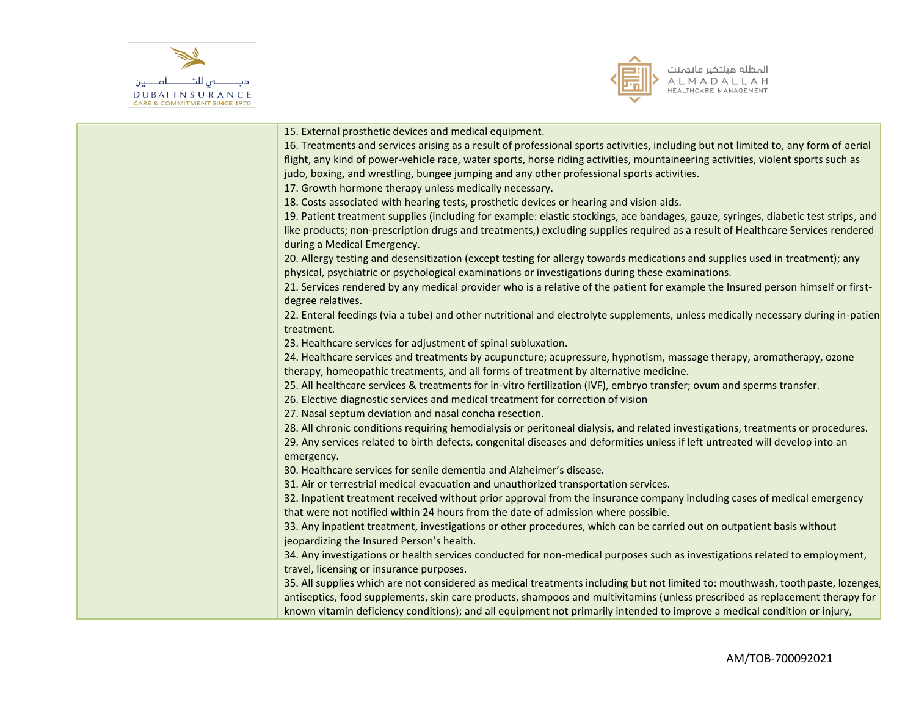| | |
|---|---|
| | 15. External prosthetic devices and medical equipment.<br>16. Treatments and services arising as a result of professional sports activities, including but not limited to, any form of aerial flight, any kind of power-vehicle race, water sports, horse riding activities, mountaineering activities, violent sports such as judo, boxing, and wrestling, bungee jumping and any other professional sports activities.<br>17. Growth hormone therapy unless medically necessary.<br>18. Costs associated with hearing tests, prosthetic devices or hearing and vision aids.<br>19. Patient treatment supplies (including for example: elastic stockings, ace bandages, gauze, syringes, diabetic test strips, and like products; non-prescription drugs and treatments,) excluding supplies required as a result of Healthcare Services rendered during a Medical Emergency.<br>20. Allergy testing and desensitization (except testing for allergy towards medications and supplies used in treatment); any physical, psychiatric or psychological examinations or investigations during these examinations.<br>21. Services rendered by any medical provider who is a relative of the patient for example the Insured person himself or first-degree relatives.<br>22. Enteral feedings (via a tube) and other nutritional and electrolyte supplements, unless medically necessary during in-patient treatment.<br>23. Healthcare services for adjustment of spinal subluxation.<br>24. Healthcare services and treatments by acupuncture; acupressure, hypnotism, massage therapy, aromatherapy, ozone therapy, homeopathic treatments, and all forms of treatment by alternative medicine.<br>25. All healthcare services & treatments for in-vitro fertilization (IVF), embryo transfer; ovum and sperms transfer.<br>26. Elective diagnostic services and medical treatment for correction of vision<br>27. Nasal septum deviation and nasal concha resection.<br>28. All chronic conditions requiring hemodialysis or peritoneal dialysis, and related investigations, treatments or procedures.<br>29. Any services related to birth defects, congenital diseases and deformities unless if left untreated will develop into an emergency.<br>30. Healthcare services for senile dementia and Alzheimer's disease.<br>31. Air or terrestrial medical evacuation and unauthorized transportation services.<br>32. Inpatient treatment received without prior approval from the insurance company including cases of medical emergency that were not notified within 24 hours from the date of admission where possible.<br>33. Any inpatient treatment, investigations or other procedures, which can be carried out on outpatient basis without jeopardizing the Insured Person's health.<br>34. Any investigations or health services conducted for non-medical purposes such as investigations related to employment, travel, licensing or insurance purposes.<br>35. All supplies which are not considered as medical treatments including but not limited to: mouthwash, toothpaste, lozenges, antiseptics, food supplements, skin care products, shampoos and multivitamins (unless prescribed as replacement therapy for known vitamin deficiency conditions); and all equipment not primarily intended to improve a medical condition or injury, |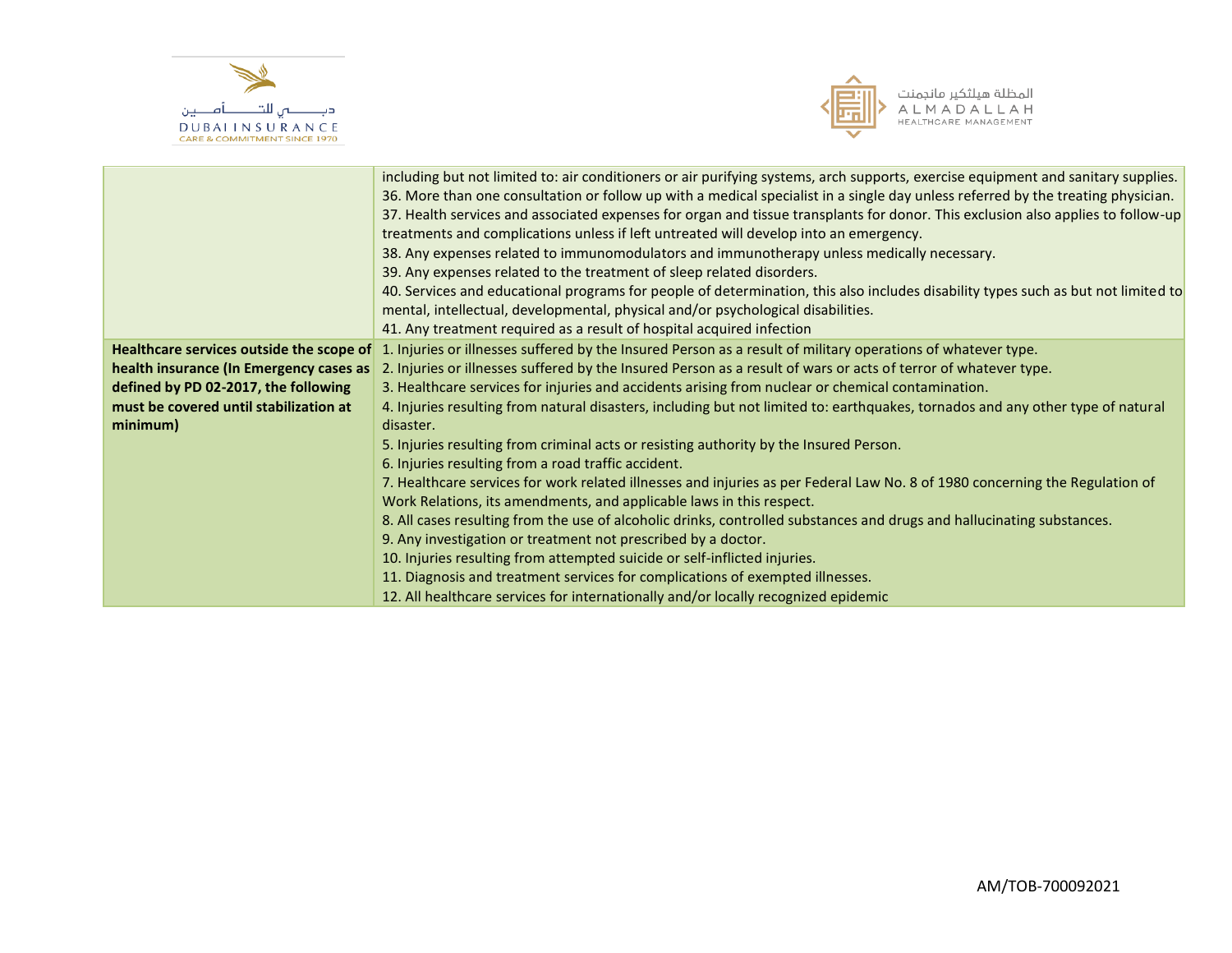| | |
|---|---|
| | including but not limited to: air conditioners or air purifying systems, arch supports, exercise equipment and sanitary supplies.<br>36. More than one consultation or follow up with a medical specialist in a single day unless referred by the treating physician.<br>37. Health services and associated expenses for organ and tissue transplants for donor. This exclusion also applies to follow-up treatments and complications unless if left untreated will develop into an emergency.<br>38. Any expenses related to immunomodulators and immunotherapy unless medically necessary.<br>39. Any expenses related to the treatment of sleep related disorders.<br>40. Services and educational programs for people of determination, this also includes disability types such as but not limited to mental, intellectual, developmental, physical and/or psychological disabilities.<br>41. Any treatment required as a result of hospital acquired infection |
| **Healthcare services outside the scope of health insurance (In Emergency cases as defined by PD 02-2017, the following must be covered until stabilization at minimum)** | 1. Injuries or illnesses suffered by the Insured Person as a result of military operations of whatever type.<br>2. Injuries or illnesses suffered by the Insured Person as a result of wars or acts of terror of whatever type.<br>3. Healthcare services for injuries and accidents arising from nuclear or chemical contamination.<br>4. Injuries resulting from natural disasters, including but not limited to: earthquakes, tornados and any other type of natural disaster.<br>5. Injuries resulting from criminal acts or resisting authority by the Insured Person.<br>6. Injuries resulting from a road traffic accident.<br>7. Healthcare services for work related illnesses and injuries as per Federal Law No. 8 of 1980 concerning the Regulation of Work Relations, its amendments, and applicable laws in this respect.<br>8. All cases resulting from the use of alcoholic drinks, controlled substances and drugs and hallucinating substances.<br>9. Any investigation or treatment not prescribed by a doctor.<br>10. Injuries resulting from attempted suicide or self-inflicted injuries.<br>11. Diagnosis and treatment services for complications of exempted illnesses.<br>12. All healthcare services for internationally and/or locally recognized epidemic |

AM/TOB-700092021